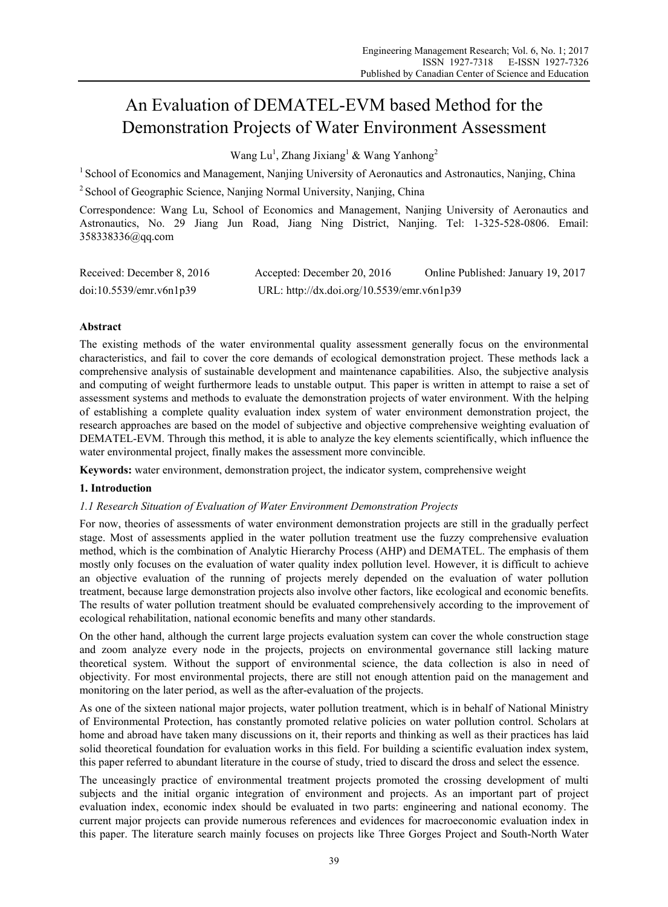# An Evaluation of DEMATEL-EVM based Method for the Demonstration Projects of Water Environment Assessment

Wang Lu[1], Zhang Jixiang[1] & Wang Yanhong[2]

[1] School of Economics and Management, Nanjing University of Aeronautics and Astronautics, Nanjing, China

[2] School of Geographic Science, Nanjing Normal University, Nanjing, China

Correspondence: Wang Lu, School of Economics and Management, Nanjing University of Aeronautics and Astronautics, No. 29 Jiang Jun Road, Jiang Ning District, Nanjing. Tel: 1-325-528-0806. Email: 358338336@qq.com

Received: December 8, 2016 Accepted: December 20, 2016 Online Published: January 19, 2017

doi:10.5539/emr.v6n1p39 URL: http://dx.doi.org/10.5539/emr.v6n1p39

## Abstract

The existing methods of the water environmental quality assessment generally focus on the environmental characteristics, and fail to cover the core demands of ecological demonstration project. These methods lack a comprehensive analysis of sustainable development and maintenance capabilities. Also, the subjective analysis and computing of weight furthermore leads to unstable output. This paper is written in attempt to raise a set of assessment systems and methods to evaluate the demonstration projects of water environment. With the helping of establishing a complete quality evaluation index system of water environment demonstration project, the research approaches are based on the model of subjective and objective comprehensive weighting evaluation of DEMATEL-EVM. Through this method, it is able to analyze the key elements scientifically, which influence the water environmental project, finally makes the assessment more convincible.

**Keywords:** water environment, demonstration project, the indicator system, comprehensive weight

## 1. Introduction

### *1.1 Research Situation of Evaluation of Water Environment Demonstration Projects*

For now, theories of assessments of water environment demonstration projects are still in the gradually perfect stage. Most of assessments applied in the water pollution treatment use the fuzzy comprehensive evaluation method, which is the combination of Analytic Hierarchy Process (AHP) and DEMATEL. The emphasis of them mostly only focuses on the evaluation of water quality index pollution level. However, it is difficult to achieve an objective evaluation of the running of projects merely depended on the evaluation of water pollution treatment, because large demonstration projects also involve other factors, like ecological and economic benefits. The results of water pollution treatment should be evaluated comprehensively according to the improvement of ecological rehabilitation, national economic benefits and many other standards.

On the other hand, although the current large projects evaluation system can cover the whole construction stage and zoom analyze every node in the projects, projects on environmental governance still lacking mature theoretical system. Without the support of environmental science, the data collection is also in need of objectivity. For most environmental projects, there are still not enough attention paid on the management and monitoring on the later period, as well as the after-evaluation of the projects.

As one of the sixteen national major projects, water pollution treatment, which is in behalf of National Ministry of Environmental Protection, has constantly promoted relative policies on water pollution control. Scholars at home and abroad have taken many discussions on it, their reports and thinking as well as their practices has laid solid theoretical foundation for evaluation works in this field. For building a scientific evaluation index system, this paper referred to abundant literature in the course of study, tried to discard the dross and select the essence.

The unceasingly practice of environmental treatment projects promoted the crossing development of multi subjects and the initial organic integration of environment and projects. As an important part of project evaluation index, economic index should be evaluated in two parts: engineering and national economy. The current major projects can provide numerous references and evidences for macroeconomic evaluation index in this paper. The literature search mainly focuses on projects like Three Gorges Project and South-North Water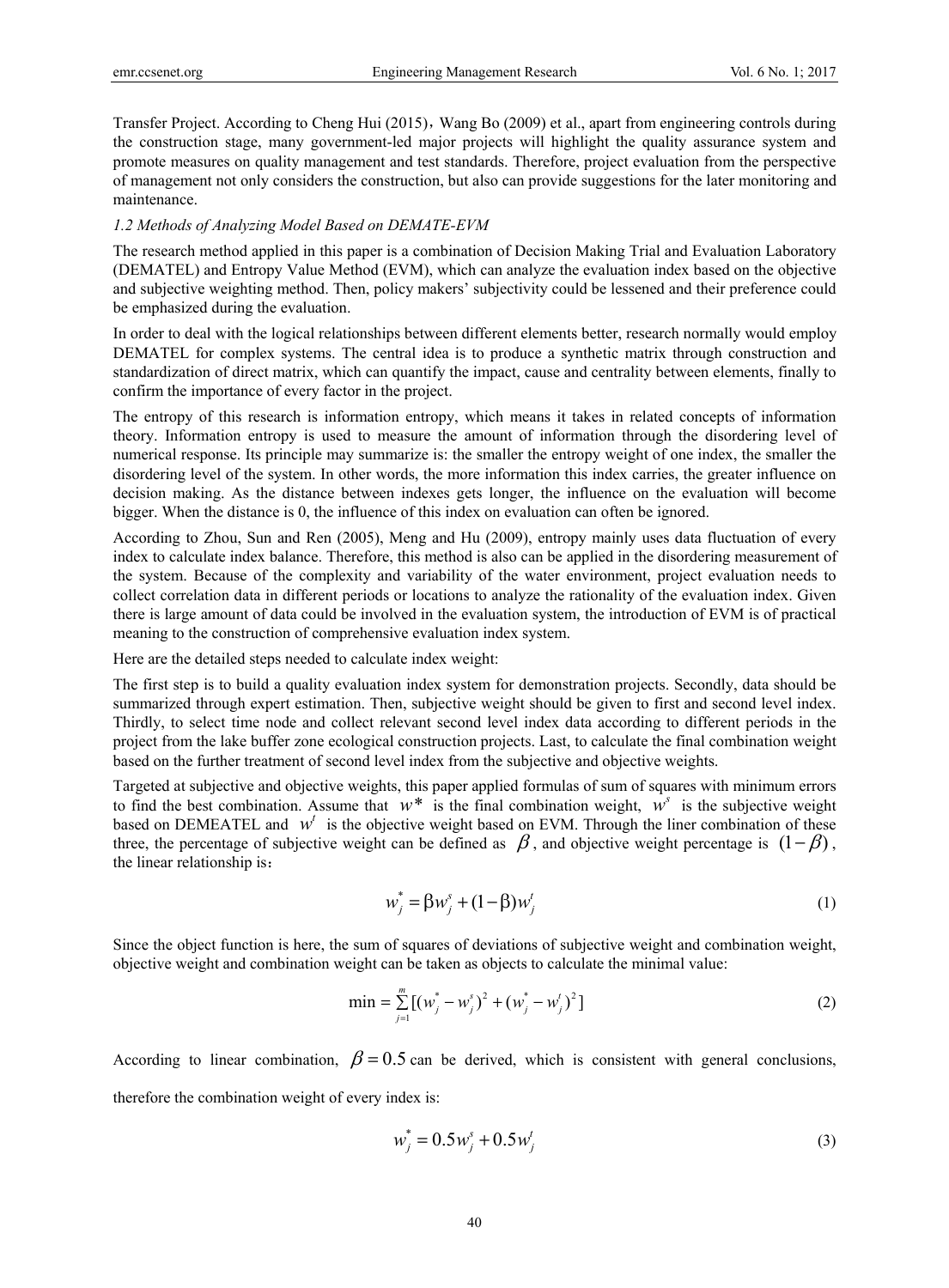Transfer Project. According to Cheng Hui (2015)，Wang Bo (2009) et al., apart from engineering controls during the construction stage, many government-led major projects will highlight the quality assurance system and promote measures on quality management and test standards. Therefore, project evaluation from the perspective of management not only considers the construction, but also can provide suggestions for the later monitoring and maintenance.

### *1.2 Methods of Analyzing Model Based on DEMATE-EVM*

The research method applied in this paper is a combination of Decision Making Trial and Evaluation Laboratory (DEMATEL) and Entropy Value Method (EVM), which can analyze the evaluation index based on the objective and subjective weighting method. Then, policy makers' subjectivity could be lessened and their preference could be emphasized during the evaluation.

In order to deal with the logical relationships between different elements better, research normally would employ DEMATEL for complex systems. The central idea is to produce a synthetic matrix through construction and standardization of direct matrix, which can quantify the impact, cause and centrality between elements, finally to confirm the importance of every factor in the project.

The entropy of this research is information entropy, which means it takes in related concepts of information theory. Information entropy is used to measure the amount of information through the disordering level of numerical response. Its principle may summarize is: the smaller the entropy weight of one index, the smaller the disordering level of the system. In other words, the more information this index carries, the greater influence on decision making. As the distance between indexes gets longer, the influence on the evaluation will become bigger. When the distance is 0, the influence of this index on evaluation can often be ignored.

According to Zhou, Sun and Ren (2005), Meng and Hu (2009), entropy mainly uses data fluctuation of every index to calculate index balance. Therefore, this method is also can be applied in the disordering measurement of the system. Because of the complexity and variability of the water environment, project evaluation needs to collect correlation data in different periods or locations to analyze the rationality of the evaluation index. Given there is large amount of data could be involved in the evaluation system, the introduction of EVM is of practical meaning to the construction of comprehensive evaluation index system.

Here are the detailed steps needed to calculate index weight:

The first step is to build a quality evaluation index system for demonstration projects. Secondly, data should be summarized through expert estimation. Then, subjective weight should be given to first and second level index. Thirdly, to select time node and collect relevant second level index data according to different periods in the project from the lake buffer zone ecological construction projects. Last, to calculate the final combination weight based on the further treatment of second level index from the subjective and objective weights.

Targeted at subjective and objective weights, this paper applied formulas of sum of squares with minimum errors to find the best combination. Assume that $w*$ is the final combination weight, $w^s$ is the subjective weight based on DEMEATEL and $w^t$ is the objective weight based on EVM. Through the liner combination of these three, the percentage of subjective weight can be defined as $\beta$, and objective weight percentage is $(1-\beta)$, the linear relationship is：

$$w_j^* = \beta w_j^s + (1-\beta) w_j^t \tag{1}$$

Since the object function is here, the sum of squares of deviations of subjective weight and combination weight, objective weight and combination weight can be taken as objects to calculate the minimal value:

$$\min = \sum_{j=1}^{m} [(w_j^* - w_j^s)^2 + (w_j^* - w_j^t)^2] \tag{2}$$

According to linear combination, $\beta = 0.5$ can be derived, which is consistent with general conclusions, therefore the combination weight of every index is:

$$w_j^* = 0.5 w_j^s + 0.5 w_j^t \tag{3}$$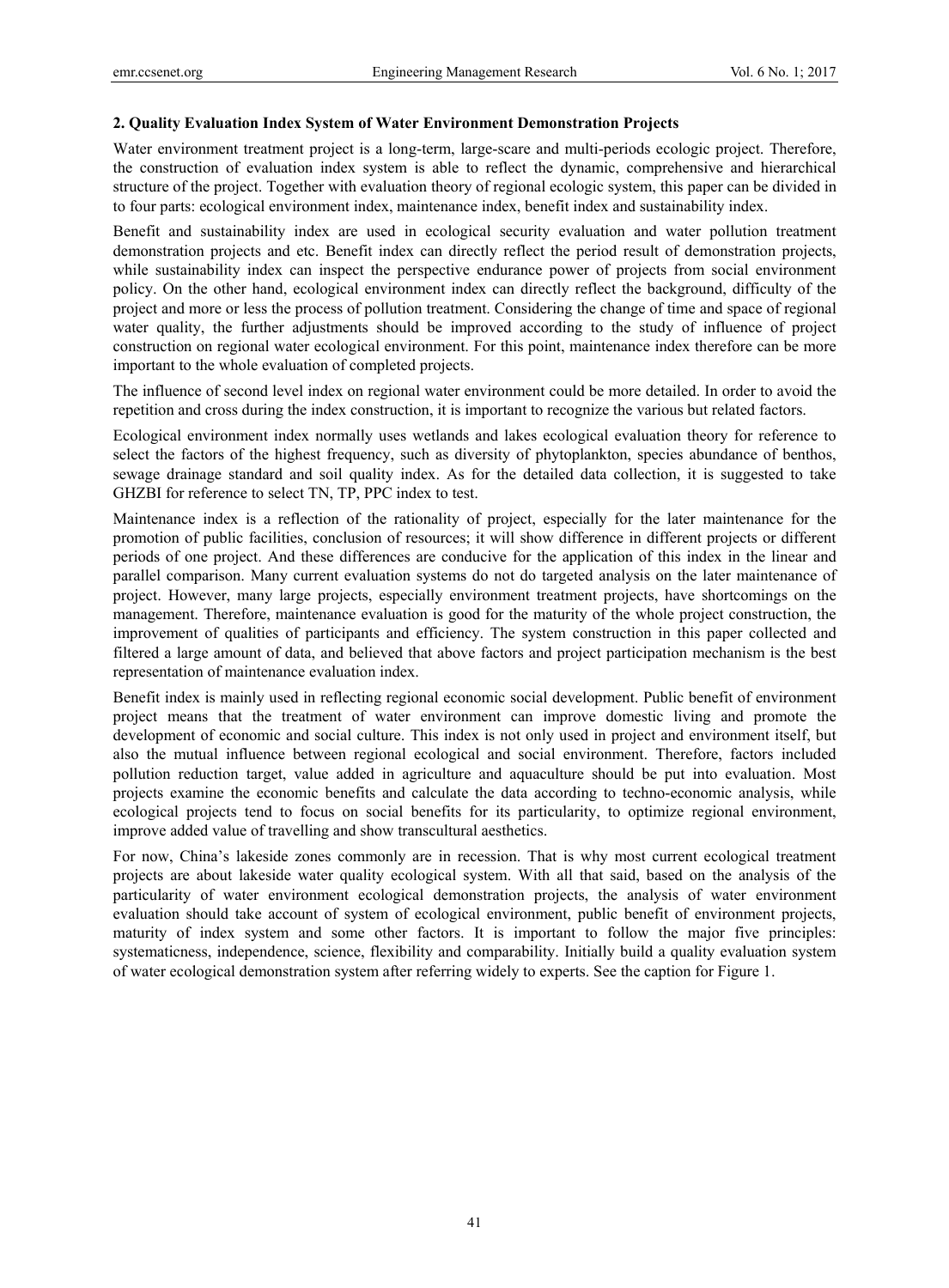### 2. Quality Evaluation Index System of Water Environment Demonstration Projects

Water environment treatment project is a long-term, large-scare and multi-periods ecologic project. Therefore, the construction of evaluation index system is able to reflect the dynamic, comprehensive and hierarchical structure of the project. Together with evaluation theory of regional ecologic system, this paper can be divided in to four parts: ecological environment index, maintenance index, benefit index and sustainability index.

Benefit and sustainability index are used in ecological security evaluation and water pollution treatment demonstration projects and etc. Benefit index can directly reflect the period result of demonstration projects, while sustainability index can inspect the perspective endurance power of projects from social environment policy. On the other hand, ecological environment index can directly reflect the background, difficulty of the project and more or less the process of pollution treatment. Considering the change of time and space of regional water quality, the further adjustments should be improved according to the study of influence of project construction on regional water ecological environment. For this point, maintenance index therefore can be more important to the whole evaluation of completed projects.

The influence of second level index on regional water environment could be more detailed. In order to avoid the repetition and cross during the index construction, it is important to recognize the various but related factors.

Ecological environment index normally uses wetlands and lakes ecological evaluation theory for reference to select the factors of the highest frequency, such as diversity of phytoplankton, species abundance of benthos, sewage drainage standard and soil quality index. As for the detailed data collection, it is suggested to take GHZBI for reference to select TN, TP, PPC index to test.

Maintenance index is a reflection of the rationality of project, especially for the later maintenance for the promotion of public facilities, conclusion of resources; it will show difference in different projects or different periods of one project. And these differences are conducive for the application of this index in the linear and parallel comparison. Many current evaluation systems do not do targeted analysis on the later maintenance of project. However, many large projects, especially environment treatment projects, have shortcomings on the management. Therefore, maintenance evaluation is good for the maturity of the whole project construction, the improvement of qualities of participants and efficiency. The system construction in this paper collected and filtered a large amount of data, and believed that above factors and project participation mechanism is the best representation of maintenance evaluation index.

Benefit index is mainly used in reflecting regional economic social development. Public benefit of environment project means that the treatment of water environment can improve domestic living and promote the development of economic and social culture. This index is not only used in project and environment itself, but also the mutual influence between regional ecological and social environment. Therefore, factors included pollution reduction target, value added in agriculture and aquaculture should be put into evaluation. Most projects examine the economic benefits and calculate the data according to techno-economic analysis, while ecological projects tend to focus on social benefits for its particularity, to optimize regional environment, improve added value of travelling and show transcultural aesthetics.

For now, China's lakeside zones commonly are in recession. That is why most current ecological treatment projects are about lakeside water quality ecological system. With all that said, based on the analysis of the particularity of water environment ecological demonstration projects, the analysis of water environment evaluation should take account of system of ecological environment, public benefit of environment projects, maturity of index system and some other factors. It is important to follow the major five principles: systematicness, independence, science, flexibility and comparability. Initially build a quality evaluation system of water ecological demonstration system after referring widely to experts. See the caption for Figure 1.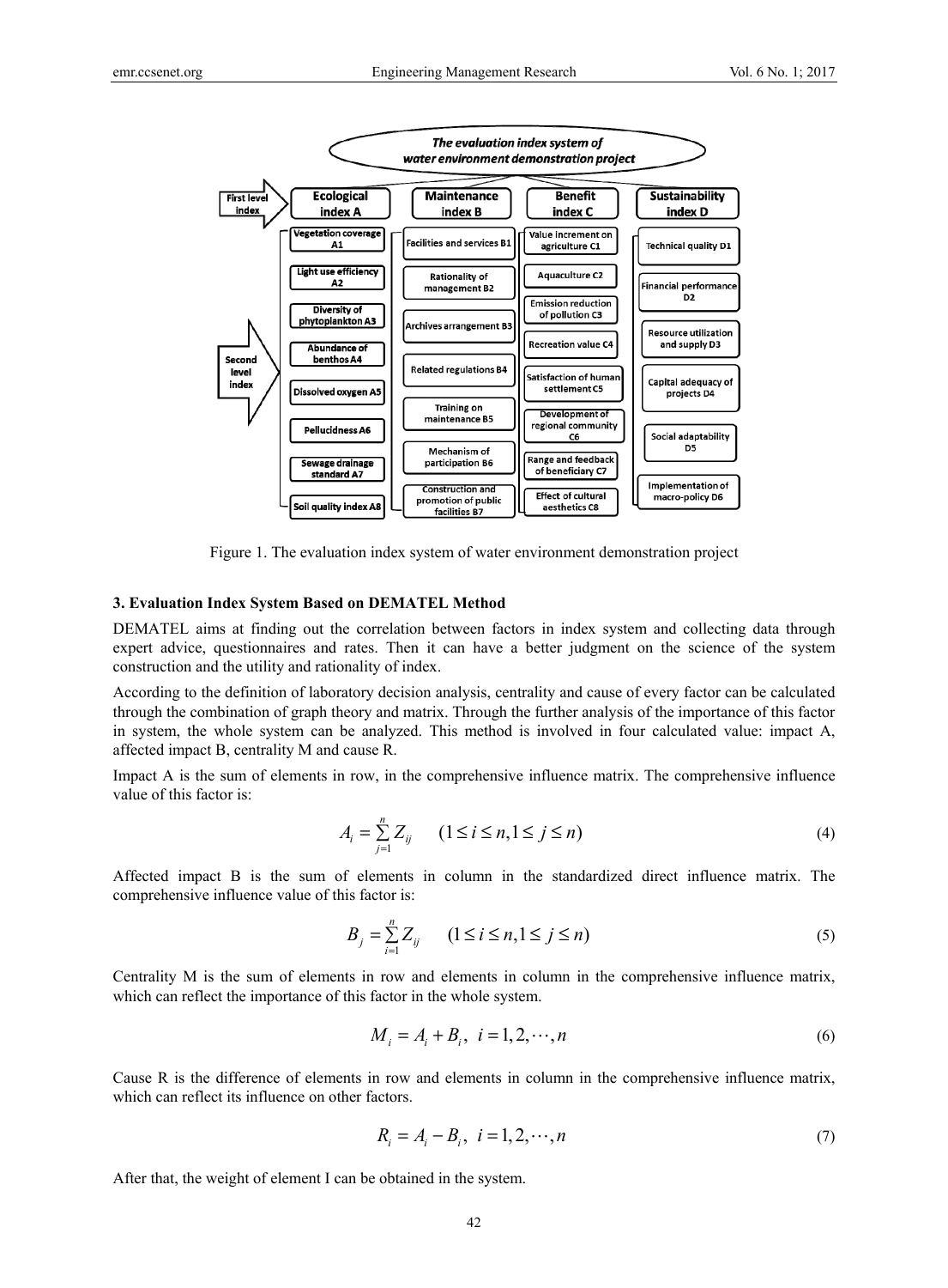Figure 1. The evaluation index system of water environment demonstration project

### 3. Evaluation Index System Based on DEMATEL Method

DEMATEL aims at finding out the correlation between factors in index system and collecting data through expert advice, questionnaires and rates. Then it can have a better judgment on the science of the system construction and the utility and rationality of index.

According to the definition of laboratory decision analysis, centrality and cause of every factor can be calculated through the combination of graph theory and matrix. Through the further analysis of the importance of this factor in system, the whole system can be analyzed. This method is involved in four calculated value: impact A, affected impact B, centrality M and cause R.

Impact A is the sum of elements in row, in the comprehensive influence matrix. The comprehensive influence value of this factor is:

$$A_i = \sum_{j=1}^{n} Z_{ij} \qquad (1 \le i \le n, 1 \le j \le n) \tag{4}$$

Affected impact B is the sum of elements in column in the standardized direct influence matrix. The comprehensive influence value of this factor is:

$$B_j = \sum_{i=1}^{n} Z_{ij} \qquad (1 \le i \le n, 1 \le j \le n) \tag{5}$$

Centrality M is the sum of elements in row and elements in column in the comprehensive influence matrix, which can reflect the importance of this factor in the whole system.

$$M_i = A_i + B_i,\ i = 1, 2, \cdots, n \tag{6}$$

Cause R is the difference of elements in row and elements in column in the comprehensive influence matrix, which can reflect its influence on other factors.

$$R_i = A_i - B_i,\ i = 1, 2, \cdots, n \tag{7}$$

After that, the weight of element I can be obtained in the system.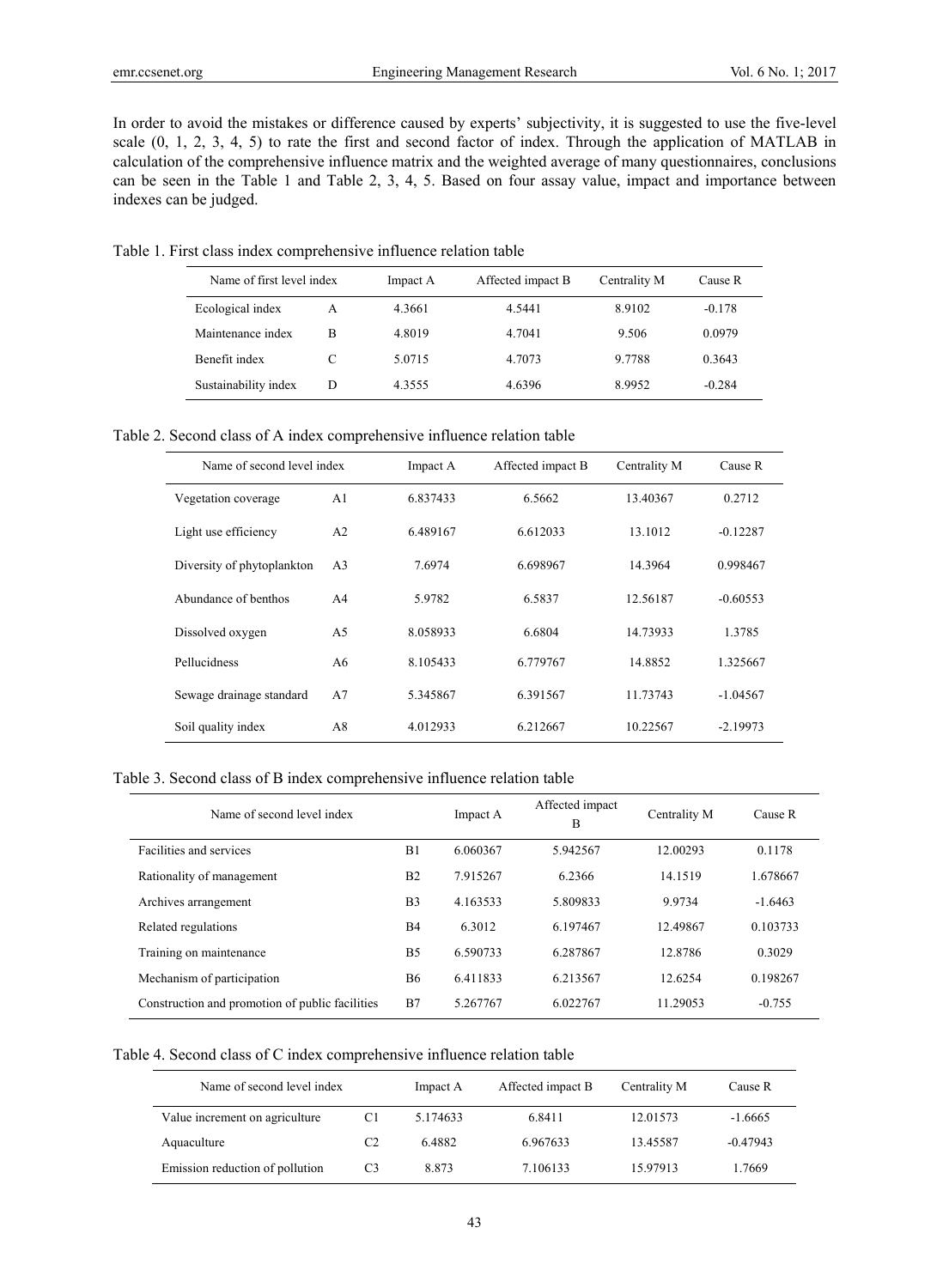In order to avoid the mistakes or difference caused by experts' subjectivity, it is suggested to use the five-level scale (0, 1, 2, 3, 4, 5) to rate the first and second factor of index. Through the application of MATLAB in calculation of the comprehensive influence matrix and the weighted average of many questionnaires, conclusions can be seen in the Table 1 and Table 2, 3, 4, 5. Based on four assay value, impact and importance between indexes can be judged.

Table 1. First class index comprehensive influence relation table

| Name of first level index | | Impact A | Affected impact B | Centrality M | Cause R |
|---|---|---|---|---|---|
| Ecological index | A | 4.3661 | 4.5441 | 8.9102 | -0.178 |
| Maintenance index | B | 4.8019 | 4.7041 | 9.506 | 0.0979 |
| Benefit index | C | 5.0715 | 4.7073 | 9.7788 | 0.3643 |
| Sustainability index | D | 4.3555 | 4.6396 | 8.9952 | -0.284 |

Table 2. Second class of A index comprehensive influence relation table

| Name of second level index | | Impact A | Affected impact B | Centrality M | Cause R |
|---|---|---|---|---|---|
| Vegetation coverage | A1 | 6.837433 | 6.5662 | 13.40367 | 0.2712 |
| Light use efficiency | A2 | 6.489167 | 6.612033 | 13.1012 | -0.12287 |
| Diversity of phytoplankton | A3 | 7.6974 | 6.698967 | 14.3964 | 0.998467 |
| Abundance of benthos | A4 | 5.9782 | 6.5837 | 12.56187 | -0.60553 |
| Dissolved oxygen | A5 | 8.058933 | 6.6804 | 14.73933 | 1.3785 |
| Pellucidness | A6 | 8.105433 | 6.779767 | 14.8852 | 1.325667 |
| Sewage drainage standard | A7 | 5.345867 | 6.391567 | 11.73743 | -1.04567 |
| Soil quality index | A8 | 4.012933 | 6.212667 | 10.22567 | -2.19973 |

Table 3. Second class of B index comprehensive influence relation table

| Name of second level index | | Impact A | Affected impact B | Centrality M | Cause R |
|---|---|---|---|---|---|
| Facilities and services | B1 | 6.060367 | 5.942567 | 12.00293 | 0.1178 |
| Rationality of management | B2 | 7.915267 | 6.2366 | 14.1519 | 1.678667 |
| Archives arrangement | B3 | 4.163533 | 5.809833 | 9.9734 | -1.6463 |
| Related regulations | B4 | 6.3012 | 6.197467 | 12.49867 | 0.103733 |
| Training on maintenance | B5 | 6.590733 | 6.287867 | 12.8786 | 0.3029 |
| Mechanism of participation | B6 | 6.411833 | 6.213567 | 12.6254 | 0.198267 |
| Construction and promotion of public facilities | B7 | 5.267767 | 6.022767 | 11.29053 | -0.755 |

Table 4. Second class of C index comprehensive influence relation table

| Name of second level index | | Impact A | Affected impact B | Centrality M | Cause R |
|---|---|---|---|---|---|
| Value increment on agriculture | C1 | 5.174633 | 6.8411 | 12.01573 | -1.6665 |
| Aquaculture | C2 | 6.4882 | 6.967633 | 13.45587 | -0.47943 |
| Emission reduction of pollution | C3 | 8.873 | 7.106133 | 15.97913 | 1.7669 |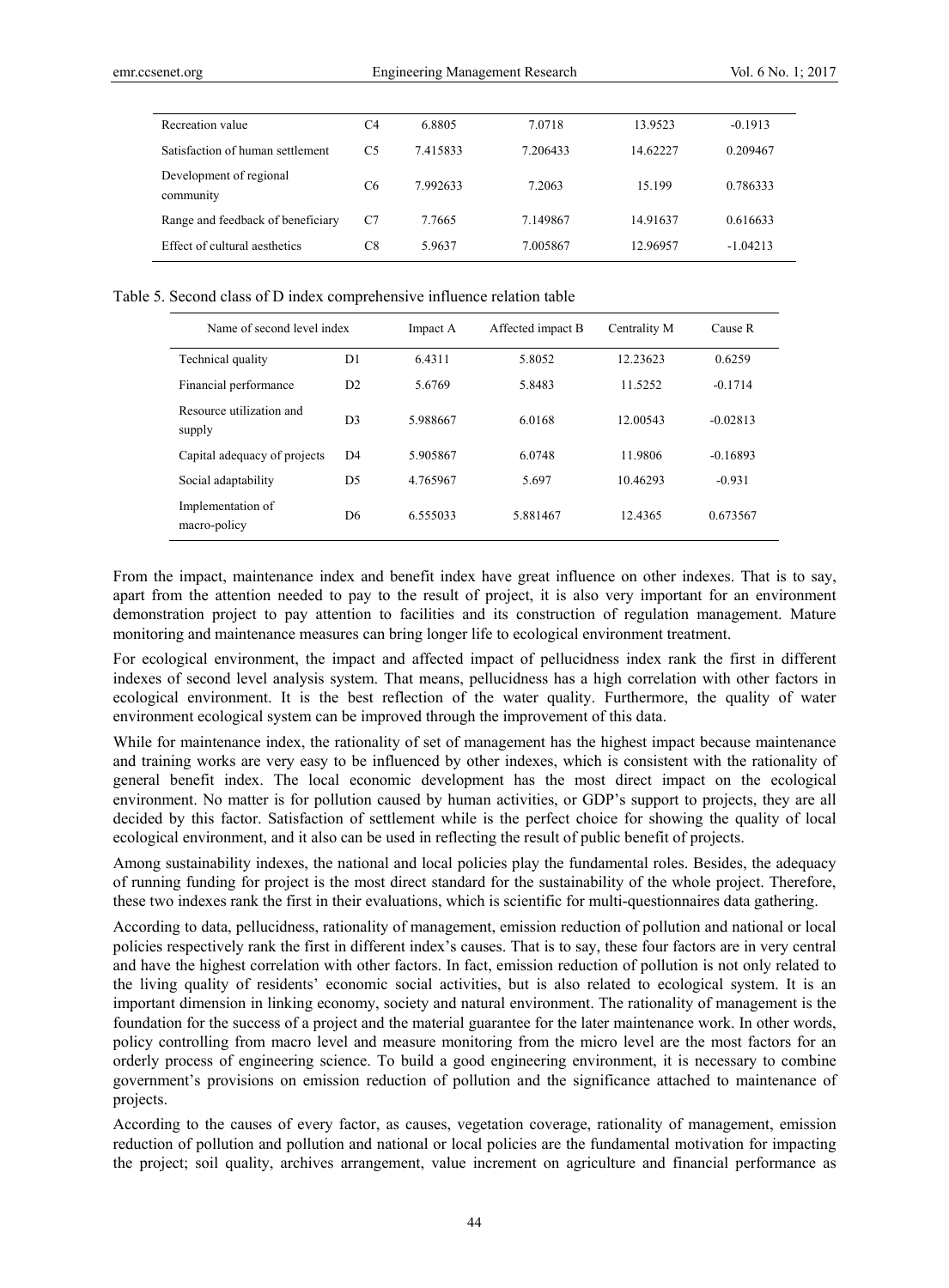| Recreation value | C4 | 6.8805 | 7.0718 | 13.9523 | -0.1913 |
|---|---|---|---|---|---|
| Satisfaction of human settlement | C5 | 7.415833 | 7.206433 | 14.62227 | 0.209467 |
| Development of regional community | C6 | 7.992633 | 7.2063 | 15.199 | 0.786333 |
| Range and feedback of beneficiary | C7 | 7.7665 | 7.149867 | 14.91637 | 0.616633 |
| Effect of cultural aesthetics | C8 | 5.9637 | 7.005867 | 12.96957 | -1.04213 |

Table 5. Second class of D index comprehensive influence relation table

| Name of second level index | | Impact A | Affected impact B | Centrality M | Cause R |
|---|---|---|---|---|---|
| Technical quality | D1 | 6.4311 | 5.8052 | 12.23623 | 0.6259 |
| Financial performance | D2 | 5.6769 | 5.8483 | 11.5252 | -0.1714 |
| Resource utilization and supply | D3 | 5.988667 | 6.0168 | 12.00543 | -0.02813 |
| Capital adequacy of projects | D4 | 5.905867 | 6.0748 | 11.9806 | -0.16893 |
| Social adaptability | D5 | 4.765967 | 5.697 | 10.46293 | -0.931 |
| Implementation of macro-policy | D6 | 6.555033 | 5.881467 | 12.4365 | 0.673567 |

From the impact, maintenance index and benefit index have great influence on other indexes. That is to say, apart from the attention needed to pay to the result of project, it is also very important for an environment demonstration project to pay attention to facilities and its construction of regulation management. Mature monitoring and maintenance measures can bring longer life to ecological environment treatment.

For ecological environment, the impact and affected impact of pellucidness index rank the first in different indexes of second level analysis system. That means, pellucidness has a high correlation with other factors in ecological environment. It is the best reflection of the water quality. Furthermore, the quality of water environment ecological system can be improved through the improvement of this data.

While for maintenance index, the rationality of set of management has the highest impact because maintenance and training works are very easy to be influenced by other indexes, which is consistent with the rationality of general benefit index. The local economic development has the most direct impact on the ecological environment. No matter is for pollution caused by human activities, or GDP's support to projects, they are all decided by this factor. Satisfaction of settlement while is the perfect choice for showing the quality of local ecological environment, and it also can be used in reflecting the result of public benefit of projects.

Among sustainability indexes, the national and local policies play the fundamental roles. Besides, the adequacy of running funding for project is the most direct standard for the sustainability of the whole project. Therefore, these two indexes rank the first in their evaluations, which is scientific for multi-questionnaires data gathering.

According to data, pellucidness, rationality of management, emission reduction of pollution and national or local policies respectively rank the first in different index's causes. That is to say, these four factors are in very central and have the highest correlation with other factors. In fact, emission reduction of pollution is not only related to the living quality of residents' economic social activities, but is also related to ecological system. It is an important dimension in linking economy, society and natural environment. The rationality of management is the foundation for the success of a project and the material guarantee for the later maintenance work. In other words, policy controlling from macro level and measure monitoring from the micro level are the most factors for an orderly process of engineering science. To build a good engineering environment, it is necessary to combine government's provisions on emission reduction of pollution and the significance attached to maintenance of projects.

According to the causes of every factor, as causes, vegetation coverage, rationality of management, emission reduction of pollution and pollution and national or local policies are the fundamental motivation for impacting the project; soil quality, archives arrangement, value increment on agriculture and financial performance as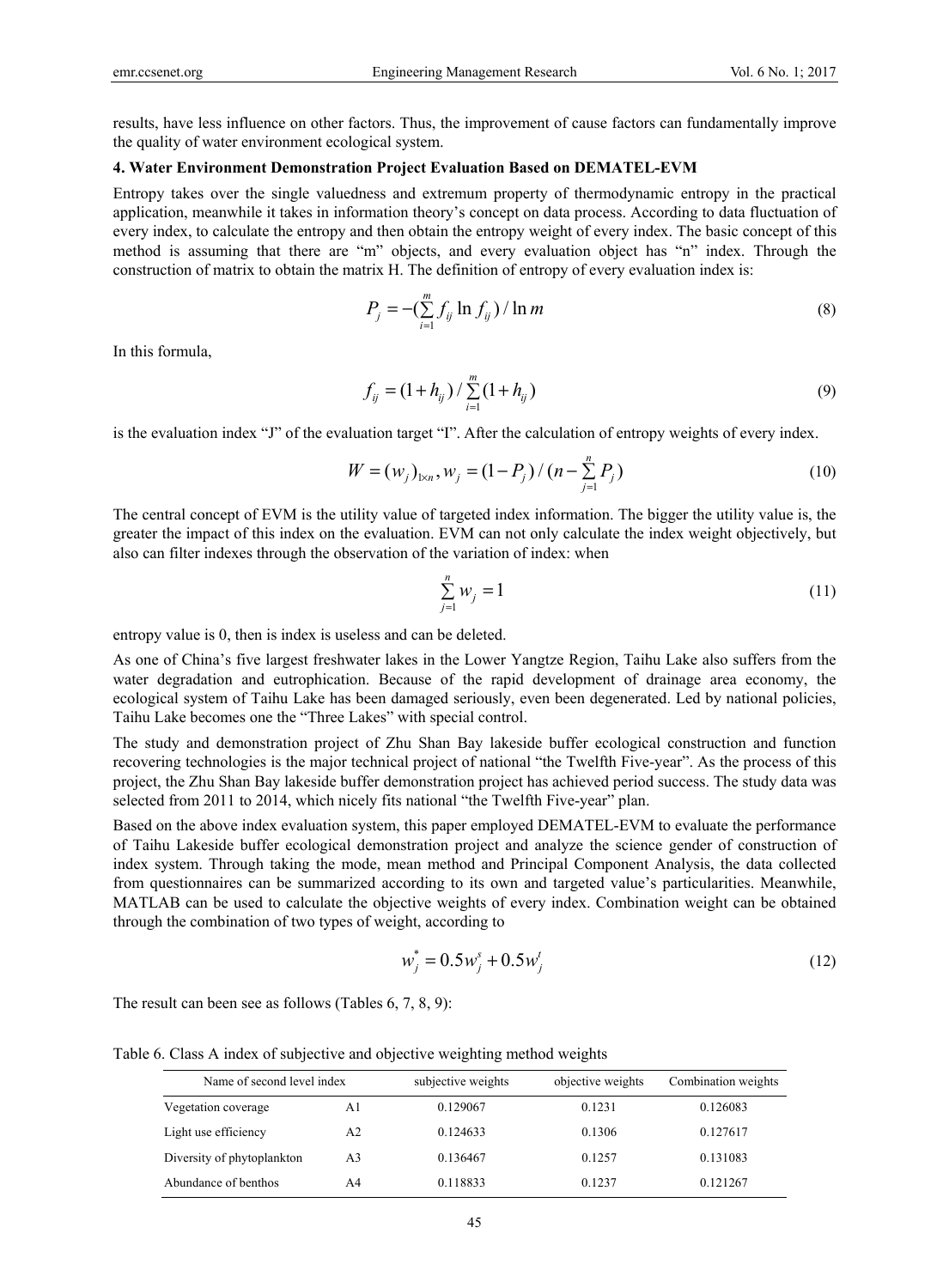results, have less influence on other factors. Thus, the improvement of cause factors can fundamentally improve the quality of water environment ecological system.

**4. Water Environment Demonstration Project Evaluation Based on DEMATEL-EVM**

Entropy takes over the single valuedness and extremum property of thermodynamic entropy in the practical application, meanwhile it takes in information theory's concept on data process. According to data fluctuation of every index, to calculate the entropy and then obtain the entropy weight of every index. The basic concept of this method is assuming that there are "m" objects, and every evaluation object has "n" index. Through the construction of matrix to obtain the matrix H. The definition of entropy of every evaluation index is:

$$P_j = -(\sum_{i=1}^{m} f_{ij} \ln f_{ij}) / \ln m \tag{8}$$

In this formula,

$$f_{ij} = (1 + h_{ij}) / \sum_{i=1}^{m} (1 + h_{ij}) \tag{9}$$

is the evaluation index "J" of the evaluation target "I". After the calculation of entropy weights of every index.

$$W = (w_j)_{1 \times n}, w_j = (1 - P_j) / (n - \sum_{j=1}^{n} P_j) \tag{10}$$

The central concept of EVM is the utility value of targeted index information. The bigger the utility value is, the greater the impact of this index on the evaluation. EVM can not only calculate the index weight objectively, but also can filter indexes through the observation of the variation of index: when

$$\sum_{j=1}^{n} w_j = 1 \tag{11}$$

entropy value is 0, then is index is useless and can be deleted.

As one of China's five largest freshwater lakes in the Lower Yangtze Region, Taihu Lake also suffers from the water degradation and eutrophication. Because of the rapid development of drainage area economy, the ecological system of Taihu Lake has been damaged seriously, even been degenerated. Led by national policies, Taihu Lake becomes one the "Three Lakes" with special control.

The study and demonstration project of Zhu Shan Bay lakeside buffer ecological construction and function recovering technologies is the major technical project of national "the Twelfth Five-year". As the process of this project, the Zhu Shan Bay lakeside buffer demonstration project has achieved period success. The study data was selected from 2011 to 2014, which nicely fits national "the Twelfth Five-year" plan.

Based on the above index evaluation system, this paper employed DEMATEL-EVM to evaluate the performance of Taihu Lakeside buffer ecological demonstration project and analyze the science gender of construction of index system. Through taking the mode, mean method and Principal Component Analysis, the data collected from questionnaires can be summarized according to its own and targeted value's particularities. Meanwhile, MATLAB can be used to calculate the objective weights of every index. Combination weight can be obtained through the combination of two types of weight, according to

$$w_j^* = 0.5 w_j^s + 0.5 w_j^t \tag{12}$$

The result can been see as follows (Tables 6, 7, 8, 9):

Table 6. Class A index of subjective and objective weighting method weights

| Name of second level index | | subjective weights | objective weights | Combination weights |
|---|---|---|---|---|
| Vegetation coverage | A1 | 0.129067 | 0.1231 | 0.126083 |
| Light use efficiency | A2 | 0.124633 | 0.1306 | 0.127617 |
| Diversity of phytoplankton | A3 | 0.136467 | 0.1257 | 0.131083 |
| Abundance of benthos | A4 | 0.118833 | 0.1237 | 0.121267 |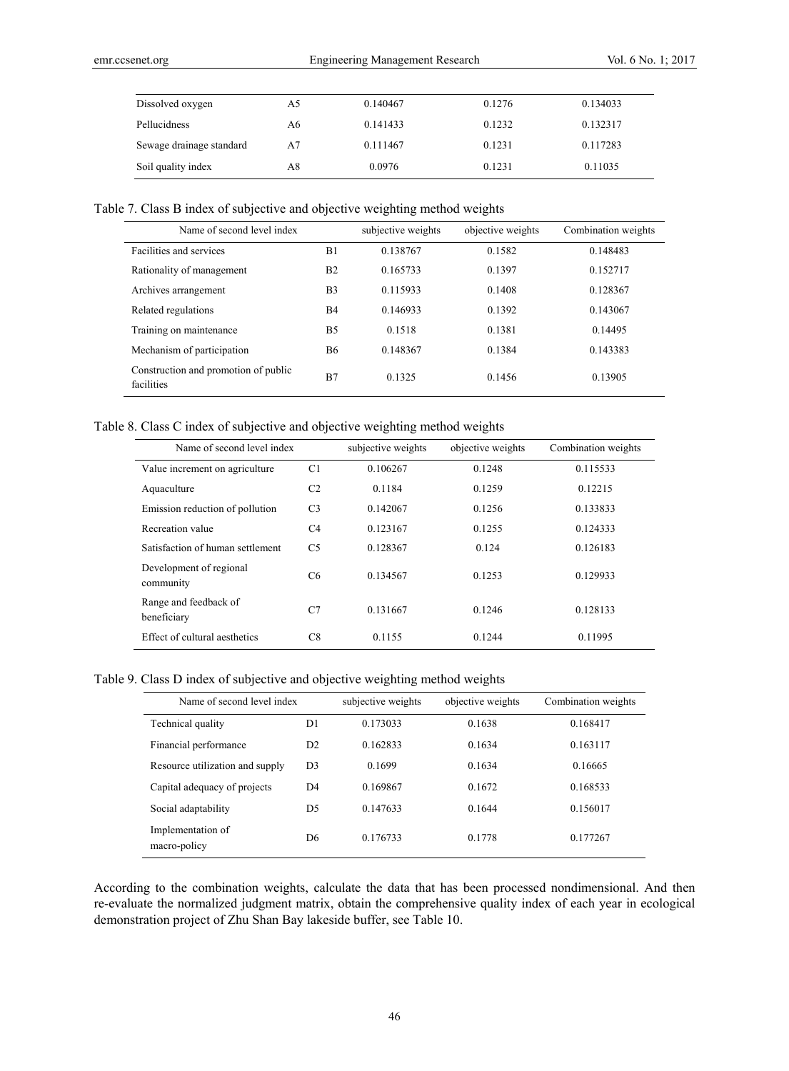| | | | | |
|---|---|---|---|---|
| Dissolved oxygen | A5 | 0.140467 | 0.1276 | 0.134033 |
| Pellucidness | A6 | 0.141433 | 0.1232 | 0.132317 |
| Sewage drainage standard | A7 | 0.111467 | 0.1231 | 0.117283 |
| Soil quality index | A8 | 0.0976 | 0.1231 | 0.11035 |

Table 7. Class B index of subjective and objective weighting method weights

| Name of second level index | | subjective weights | objective weights | Combination weights |
|---|---|---|---|---|
| Facilities and services | B1 | 0.138767 | 0.1582 | 0.148483 |
| Rationality of management | B2 | 0.165733 | 0.1397 | 0.152717 |
| Archives arrangement | B3 | 0.115933 | 0.1408 | 0.128367 |
| Related regulations | B4 | 0.146933 | 0.1392 | 0.143067 |
| Training on maintenance | B5 | 0.1518 | 0.1381 | 0.14495 |
| Mechanism of participation | B6 | 0.148367 | 0.1384 | 0.143383 |
| Construction and promotion of public facilities | B7 | 0.1325 | 0.1456 | 0.13905 |

Table 8. Class C index of subjective and objective weighting method weights

| Name of second level index | | subjective weights | objective weights | Combination weights |
|---|---|---|---|---|
| Value increment on agriculture | C1 | 0.106267 | 0.1248 | 0.115533 |
| Aquaculture | C2 | 0.1184 | 0.1259 | 0.12215 |
| Emission reduction of pollution | C3 | 0.142067 | 0.1256 | 0.133833 |
| Recreation value | C4 | 0.123167 | 0.1255 | 0.124333 |
| Satisfaction of human settlement | C5 | 0.128367 | 0.124 | 0.126183 |
| Development of regional community | C6 | 0.134567 | 0.1253 | 0.129933 |
| Range and feedback of beneficiary | C7 | 0.131667 | 0.1246 | 0.128133 |
| Effect of cultural aesthetics | C8 | 0.1155 | 0.1244 | 0.11995 |

Table 9. Class D index of subjective and objective weighting method weights

| Name of second level index | | subjective weights | objective weights | Combination weights |
|---|---|---|---|---|
| Technical quality | D1 | 0.173033 | 0.1638 | 0.168417 |
| Financial performance | D2 | 0.162833 | 0.1634 | 0.163117 |
| Resource utilization and supply | D3 | 0.1699 | 0.1634 | 0.16665 |
| Capital adequacy of projects | D4 | 0.169867 | 0.1672 | 0.168533 |
| Social adaptability | D5 | 0.147633 | 0.1644 | 0.156017 |
| Implementation of macro-policy | D6 | 0.176733 | 0.1778 | 0.177267 |

According to the combination weights, calculate the data that has been processed nondimensional. And then re-evaluate the normalized judgment matrix, obtain the comprehensive quality index of each year in ecological demonstration project of Zhu Shan Bay lakeside buffer, see Table 10.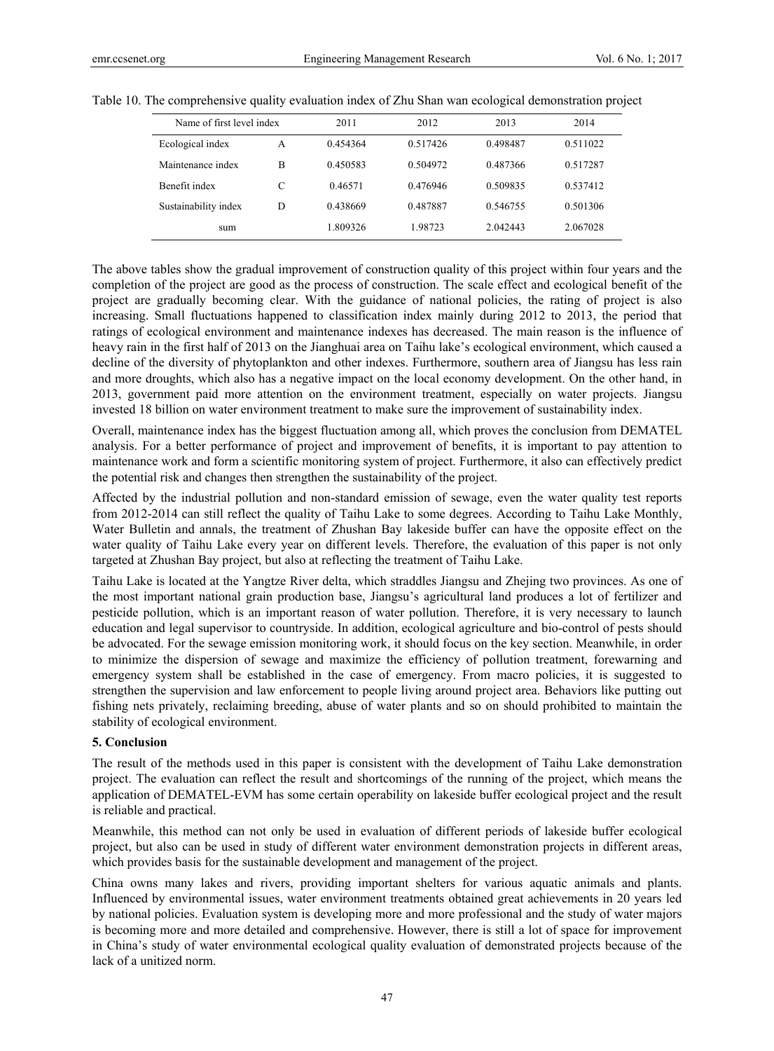Table 10. The comprehensive quality evaluation index of Zhu Shan wan ecological demonstration project

| Name of first level index | | 2011 | 2012 | 2013 | 2014 |
|---|---|---|---|---|---|
| Ecological index | A | 0.454364 | 0.517426 | 0.498487 | 0.511022 |
| Maintenance index | B | 0.450583 | 0.504972 | 0.487366 | 0.517287 |
| Benefit index | C | 0.46571 | 0.476946 | 0.509835 | 0.537412 |
| Sustainability index | D | 0.438669 | 0.487887 | 0.546755 | 0.501306 |
| sum | | 1.809326 | 1.98723 | 2.042443 | 2.067028 |

The above tables show the gradual improvement of construction quality of this project within four years and the completion of the project are good as the process of construction. The scale effect and ecological benefit of the project are gradually becoming clear. With the guidance of national policies, the rating of project is also increasing. Small fluctuations happened to classification index mainly during 2012 to 2013, the period that ratings of ecological environment and maintenance indexes has decreased. The main reason is the influence of heavy rain in the first half of 2013 on the Jianghuai area on Taihu lake's ecological environment, which caused a decline of the diversity of phytoplankton and other indexes. Furthermore, southern area of Jiangsu has less rain and more droughts, which also has a negative impact on the local economy development. On the other hand, in 2013, government paid more attention on the environment treatment, especially on water projects. Jiangsu invested 18 billion on water environment treatment to make sure the improvement of sustainability index.

Overall, maintenance index has the biggest fluctuation among all, which proves the conclusion from DEMATEL analysis. For a better performance of project and improvement of benefits, it is important to pay attention to maintenance work and form a scientific monitoring system of project. Furthermore, it also can effectively predict the potential risk and changes then strengthen the sustainability of the project.

Affected by the industrial pollution and non-standard emission of sewage, even the water quality test reports from 2012-2014 can still reflect the quality of Taihu Lake to some degrees. According to Taihu Lake Monthly, Water Bulletin and annals, the treatment of Zhushan Bay lakeside buffer can have the opposite effect on the water quality of Taihu Lake every year on different levels. Therefore, the evaluation of this paper is not only targeted at Zhushan Bay project, but also at reflecting the treatment of Taihu Lake.

Taihu Lake is located at the Yangtze River delta, which straddles Jiangsu and Zhejing two provinces. As one of the most important national grain production base, Jiangsu's agricultural land produces a lot of fertilizer and pesticide pollution, which is an important reason of water pollution. Therefore, it is very necessary to launch education and legal supervisor to countryside. In addition, ecological agriculture and bio-control of pests should be advocated. For the sewage emission monitoring work, it should focus on the key section. Meanwhile, in order to minimize the dispersion of sewage and maximize the efficiency of pollution treatment, forewarning and emergency system shall be established in the case of emergency. From macro policies, it is suggested to strengthen the supervision and law enforcement to people living around project area. Behaviors like putting out fishing nets privately, reclaiming breeding, abuse of water plants and so on should prohibited to maintain the stability of ecological environment.

## 5. Conclusion

The result of the methods used in this paper is consistent with the development of Taihu Lake demonstration project. The evaluation can reflect the result and shortcomings of the running of the project, which means the application of DEMATEL-EVM has some certain operability on lakeside buffer ecological project and the result is reliable and practical.

Meanwhile, this method can not only be used in evaluation of different periods of lakeside buffer ecological project, but also can be used in study of different water environment demonstration projects in different areas, which provides basis for the sustainable development and management of the project.

China owns many lakes and rivers, providing important shelters for various aquatic animals and plants. Influenced by environmental issues, water environment treatments obtained great achievements in 20 years led by national policies. Evaluation system is developing more and more professional and the study of water majors is becoming more and more detailed and comprehensive. However, there is still a lot of space for improvement in China's study of water environmental ecological quality evaluation of demonstrated projects because of the lack of a unitized norm.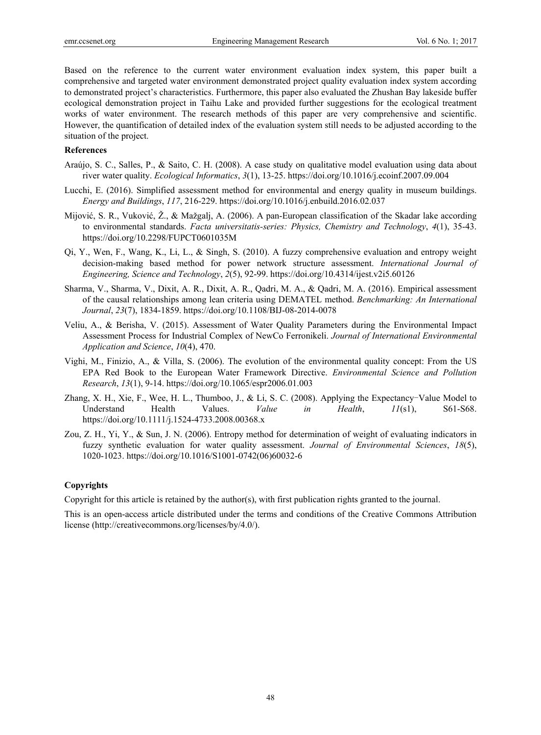Based on the reference to the current water environment evaluation index system, this paper built a comprehensive and targeted water environment demonstrated project quality evaluation index system according to demonstrated project's characteristics. Furthermore, this paper also evaluated the Zhushan Bay lakeside buffer ecological demonstration project in Taihu Lake and provided further suggestions for the ecological treatment works of water environment. The research methods of this paper are very comprehensive and scientific. However, the quantification of detailed index of the evaluation system still needs to be adjusted according to the situation of the project.

**References**

Araújo, S. C., Salles, P., & Saito, C. H. (2008). A case study on qualitative model evaluation using data about river water quality. *Ecological Informatics*, *3*(1), 13-25. https://doi.org/10.1016/j.ecoinf.2007.09.004

Lucchi, E. (2016). Simplified assessment method for environmental and energy quality in museum buildings. *Energy and Buildings*, *117*, 216-229. https://doi.org/10.1016/j.enbuild.2016.02.037

Mijović, S. R., Vuković, Ž., & Mažgalj, A. (2006). A pan-European classification of the Skadar lake according to environmental standards. *Facta universitatis-series: Physics, Chemistry and Technology*, *4*(1), 35-43. https://doi.org/10.2298/FUPCT0601035M

Qi, Y., Wen, F., Wang, K., Li, L., & Singh, S. (2010). A fuzzy comprehensive evaluation and entropy weight decision-making based method for power network structure assessment. *International Journal of Engineering, Science and Technology*, *2*(5), 92-99. https://doi.org/10.4314/ijest.v2i5.60126

Sharma, V., Sharma, V., Dixit, A. R., Dixit, A. R., Qadri, M. A., & Qadri, M. A. (2016). Empirical assessment of the causal relationships among lean criteria using DEMATEL method. *Benchmarking: An International Journal*, *23*(7), 1834-1859. https://doi.org/10.1108/BIJ-08-2014-0078

Veliu, A., & Berisha, V. (2015). Assessment of Water Quality Parameters during the Environmental Impact Assessment Process for Industrial Complex of NewCo Ferronikeli. *Journal of International Environmental Application and Science*, *10*(4), 470.

Vighi, M., Finizio, A., & Villa, S. (2006). The evolution of the environmental quality concept: From the US EPA Red Book to the European Water Framework Directive. *Environmental Science and Pollution Research*, *13*(1), 9-14. https://doi.org/10.1065/espr2006.01.003

Zhang, X. H., Xie, F., Wee, H. L., Thumboo, J., & Li, S. C. (2008). Applying the Expectancy–Value Model to Understand Health Values. *Value in Health*, *11*(s1), S61-S68. https://doi.org/10.1111/j.1524-4733.2008.00368.x

Zou, Z. H., Yi, Y., & Sun, J. N. (2006). Entropy method for determination of weight of evaluating indicators in fuzzy synthetic evaluation for water quality assessment. *Journal of Environmental Sciences*, *18*(5), 1020-1023. https://doi.org/10.1016/S1001-0742(06)60032-6

**Copyrights**

Copyright for this article is retained by the author(s), with first publication rights granted to the journal.

This is an open-access article distributed under the terms and conditions of the Creative Commons Attribution license (http://creativecommons.org/licenses/by/4.0/).